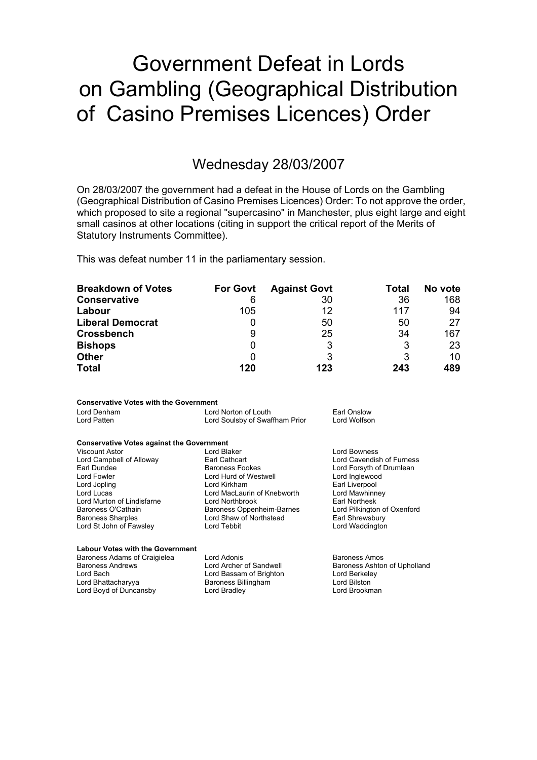# Government Defeat in Lords on Gambling (Geographical Distribution of Casino Premises Licences) Order

## Wednesday 28/03/2007

On 28/03/2007 the government had a defeat in the House of Lords on the Gambling (Geographical Distribution of Casino Premises Licences) Order: To not approve the order, which proposed to site a regional "supercasino" in Manchester, plus eight large and eight small casinos at other locations (citing in support the critical report of the Merits of Statutory Instruments Committee).

This was defeat number 11 in the parliamentary session.

| **Breakdown of Votes** | **For Govt** | **Against Govt** | **Total** | **No vote** |
|---|---|---|---|---|
| **Conservative** | 6 | 30 | 36 | 168 |
| **Labour** | 105 | 12 | 117 | 94 |
| **Liberal Democrat** | 0 | 50 | 50 | 27 |
| **Crossbench** | 9 | 25 | 34 | 167 |
| **Bishops** | 0 | 3 | 3 | 23 |
| **Other** | 0 | 3 | 3 | 10 |
| **Total** | **120** | **123** | **243** | **489** |

**Conservative Votes with the Government**

Lord Denham
Lord Norton of Louth
Earl Onslow
Lord Patten
Lord Soulsby of Swaffham Prior
Lord Wolfson

**Conservative Votes against the Government**

Viscount Astor
Lord Blaker
Lord Bowness
Lord Campbell of Alloway
Earl Cathcart
Lord Cavendish of Furness
Earl Dundee
Baroness Fookes
Lord Forsyth of Drumlean
Lord Fowler
Lord Hurd of Westwell
Lord Inglewood
Lord Jopling
Lord Kirkham
Earl Liverpool
Lord Lucas
Lord MacLaurin of Knebworth
Lord Mawhinney
Lord Murton of Lindisfarne
Lord Northbrook
Earl Northesk
Baroness O'Cathain
Baroness Oppenheim-Barnes
Lord Pilkington of Oxenford
Baroness Sharples
Lord Shaw of Northstead
Earl Shrewsbury
Lord St John of Fawsley
Lord Tebbit
Lord Waddington

**Labour Votes with the Government**

Baroness Adams of Craigielea
Lord Adonis
Baroness Amos
Baroness Andrews
Lord Archer of Sandwell
Baroness Ashton of Upholland
Lord Bach
Lord Bassam of Brighton
Lord Berkeley
Lord Bhattacharyya
Baroness Billingham
Lord Bilston
Lord Boyd of Duncansby
Lord Bradley
Lord Brookman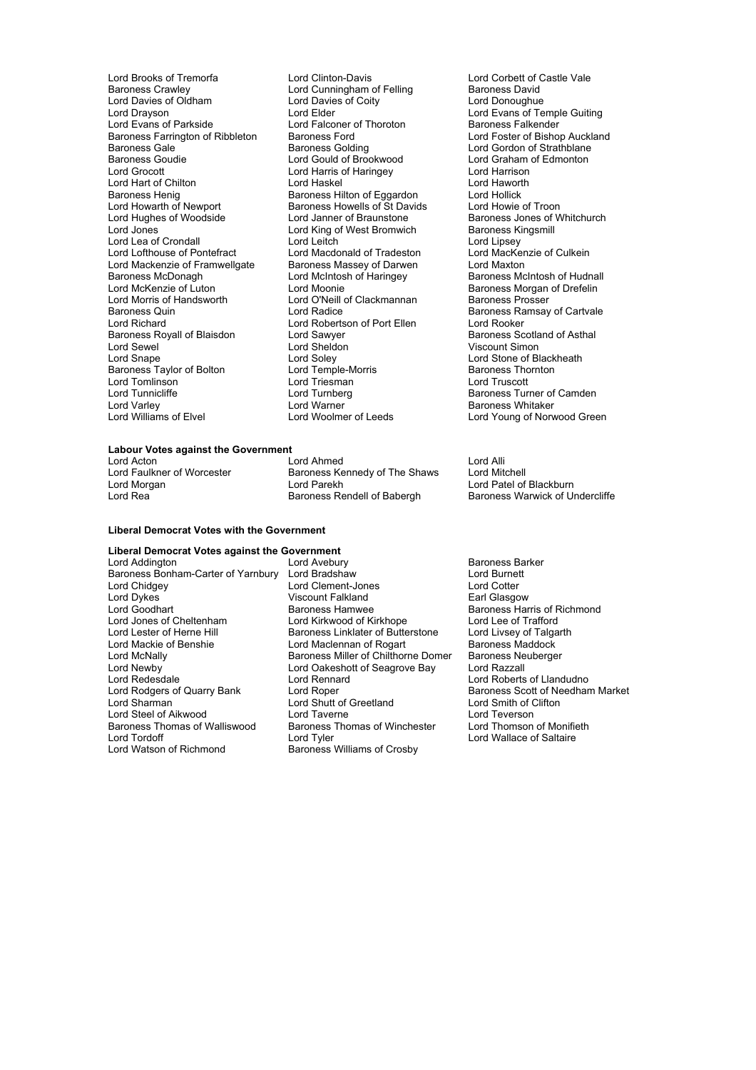Lord Brooks of Tremorfa
Lord Clinton-Davis
Lord Corbett of Castle Vale
Baroness Crawley
Lord Cunningham of Felling
Baroness David
Lord Davies of Oldham
Lord Davies of Coity
Lord Donoughue
Lord Drayson
Lord Elder
Lord Evans of Temple Guiting
Lord Evans of Parkside
Lord Falconer of Thoroton
Baroness Falkender
Baroness Farrington of Ribbleton
Baroness Ford
Lord Foster of Bishop Auckland
Baroness Gale
Baroness Golding
Lord Gordon of Strathblane
Baroness Goudie
Lord Gould of Brookwood
Lord Graham of Edmonton
Lord Grocott
Lord Harris of Haringey
Lord Harrison
Lord Hart of Chilton
Lord Haskel
Lord Haworth
Baroness Henig
Baroness Hilton of Eggardon
Lord Hollick
Lord Howarth of Newport
Baroness Howells of St Davids
Lord Howie of Troon
Lord Hughes of Woodside
Lord Janner of Braunstone
Baroness Jones of Whitchurch
Lord Jones
Lord King of West Bromwich
Baroness Kingsmill
Lord Lea of Crondall
Lord Leitch
Lord Lipsey
Lord Lofthouse of Pontefract
Lord Macdonald of Tradeston
Lord MacKenzie of Culkein
Lord Mackenzie of Framwellgate
Baroness Massey of Darwen
Lord Maxton
Baroness McDonagh
Lord McIntosh of Haringey
Baroness McIntosh of Hudnall
Lord McKenzie of Luton
Lord Moonie
Baroness Morgan of Drefelin
Lord Morris of Handsworth
Lord O'Neill of Clackmannan
Baroness Prosser
Baroness Quin
Lord Radice
Baroness Ramsay of Cartvale
Lord Richard
Lord Robertson of Port Ellen
Lord Rooker
Baroness Royall of Blaisdon
Lord Sawyer
Baroness Scotland of Asthal
Lord Sewel
Lord Sheldon
Viscount Simon
Lord Snape
Lord Soley
Lord Stone of Blackheath
Baroness Taylor of Bolton
Lord Temple-Morris
Baroness Thornton
Lord Tomlinson
Lord Triesman
Lord Truscott
Lord Tunnicliffe
Lord Turnberg
Baroness Turner of Camden
Lord Varley
Lord Warner
Baroness Whitaker
Lord Williams of Elvel
Lord Woolmer of Leeds
Lord Young of Norwood Green

**Labour Votes against the Government**

Lord Acton
Lord Ahmed
Lord Alli
Lord Faulkner of Worcester
Baroness Kennedy of The Shaws
Lord Mitchell
Lord Morgan
Lord Parekh
Lord Patel of Blackburn
Lord Rea
Baroness Rendell of Babergh
Baroness Warwick of Undercliffe

**Liberal Democrat Votes with the Government**

**Liberal Democrat Votes against the Government**

Lord Addington
Lord Avebury
Baroness Barker
Baroness Bonham-Carter of Yarnbury
Lord Bradshaw
Lord Burnett
Lord Chidgey
Lord Clement-Jones
Lord Cotter
Lord Dykes
Viscount Falkland
Earl Glasgow
Lord Goodhart
Baroness Hamwee
Baroness Harris of Richmond
Lord Jones of Cheltenham
Lord Kirkwood of Kirkhope
Lord Lee of Trafford
Lord Lester of Herne Hill
Baroness Linklater of Butterstone
Lord Livsey of Talgarth
Lord Mackie of Benshie
Lord Maclennan of Rogart
Baroness Maddock
Lord McNally
Baroness Miller of Chilthorne Domer
Baroness Neuberger
Lord Newby
Lord Oakeshott of Seagrove Bay
Lord Razzall
Lord Redesdale
Lord Rennard
Lord Roberts of Llandudno
Lord Rodgers of Quarry Bank
Lord Roper
Baroness Scott of Needham Market
Lord Sharman
Lord Shutt of Greetland
Lord Smith of Clifton
Lord Steel of Aikwood
Lord Taverne
Lord Teverson
Baroness Thomas of Walliswood
Baroness Thomas of Winchester
Lord Thomson of Monifieth
Lord Tordoff
Lord Tyler
Lord Wallace of Saltaire
Lord Watson of Richmond
Baroness Williams of Crosby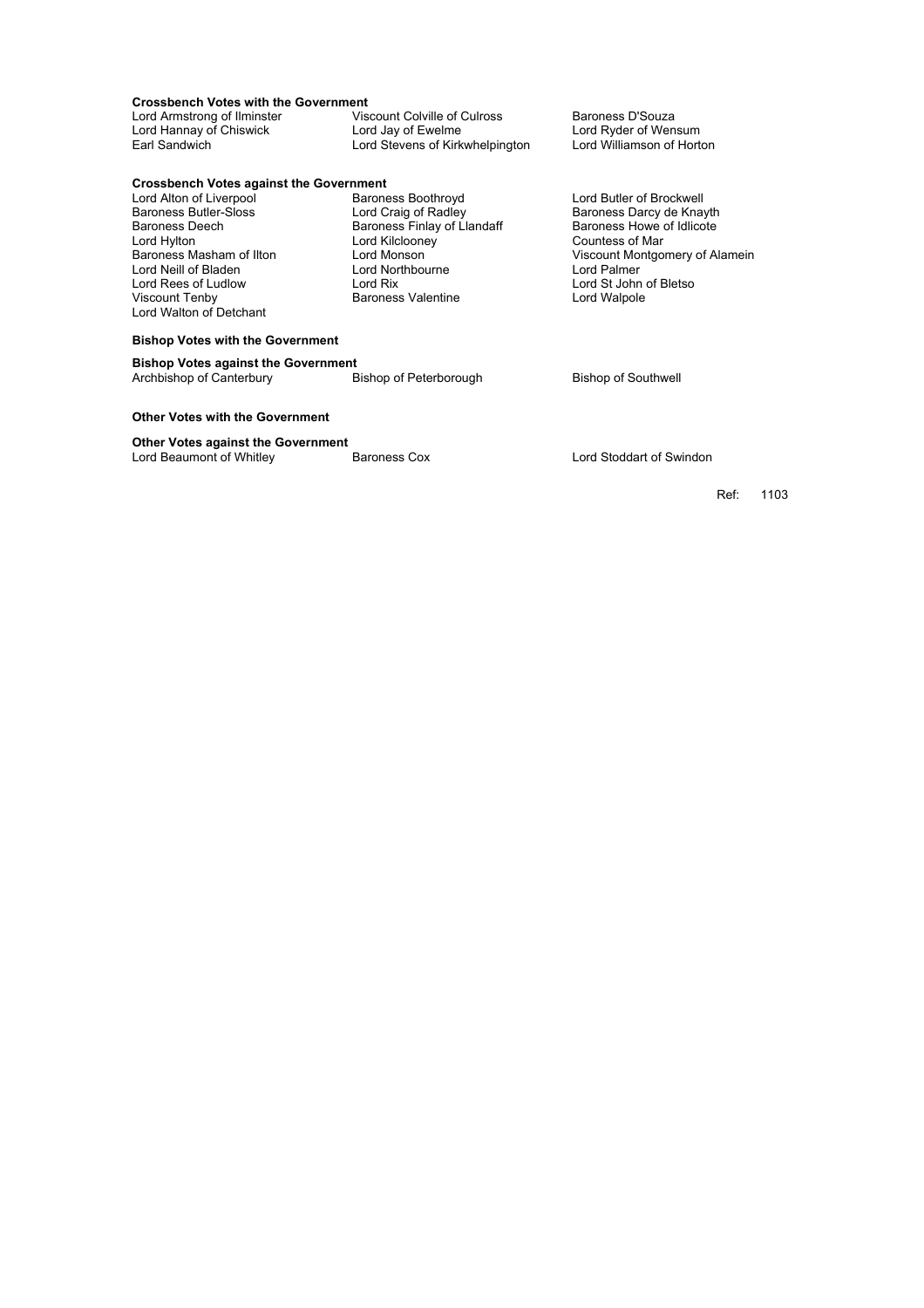**Crossbench Votes with the Government**

Lord Armstrong of Ilminster
Viscount Colville of Culross
Baroness D'Souza
Lord Hannay of Chiswick
Lord Jay of Ewelme
Lord Ryder of Wensum
Earl Sandwich
Lord Stevens of Kirkwhelpington
Lord Williamson of Horton

**Crossbench Votes against the Government**

Lord Alton of Liverpool
Baroness Boothroyd
Lord Butler of Brockwell
Baroness Butler-Sloss
Lord Craig of Radley
Baroness Darcy de Knayth
Baroness Deech
Baroness Finlay of Llandaff
Baroness Howe of Idlicote
Lord Hylton
Lord Kilclooney
Countess of Mar
Baroness Masham of Ilton
Lord Monson
Viscount Montgomery of Alamein
Lord Neill of Bladen
Lord Northbourne
Lord Palmer
Lord Rees of Ludlow
Lord Rix
Lord St John of Bletso
Viscount Tenby
Baroness Valentine
Lord Walpole
Lord Walton of Detchant

**Bishop Votes with the Government**

**Bishop Votes against the Government**

Archbishop of Canterbury
Bishop of Peterborough
Bishop of Southwell

**Other Votes with the Government**

**Other Votes against the Government**

Lord Beaumont of Whitley
Baroness Cox
Lord Stoddart of Swindon

Ref: 1103